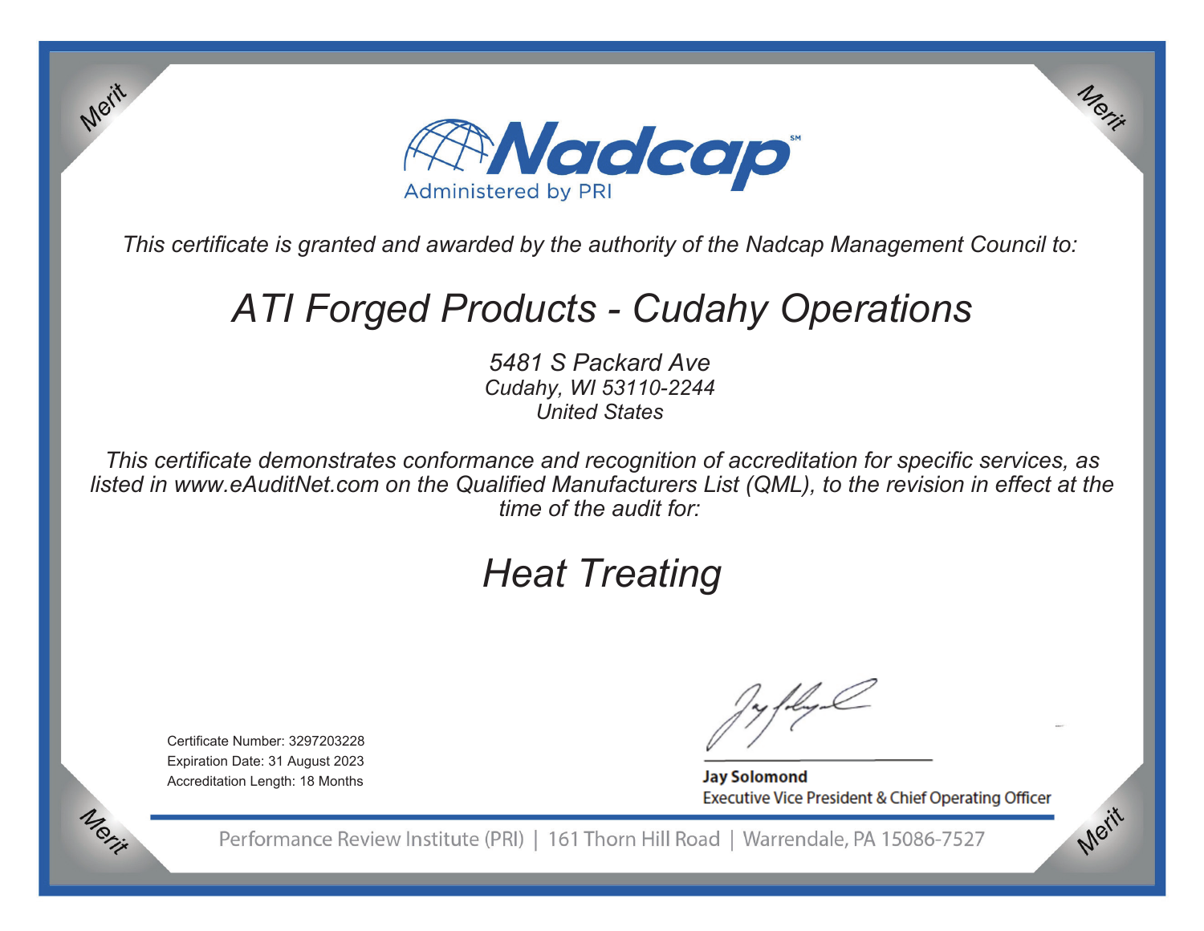# Nadcap

Administered by PRI

*This certificate is granted and awarded by the authority of the Nadcap Management Council to:*

## *ATI Forged Products - Cudahy Operations*

*5481 S Packard Ave*
*Cudahy, WI 53110-2244*
*United States*

*This certificate demonstrates conformance and recognition of accreditation for specific services, as listed in www.eAuditNet.com on the Qualified Manufacturers List (QML), to the revision in effect at the time of the audit for:*

## *Heat Treating*

Certificate Number: 3297203228
Expiration Date: 31 August 2023
Accreditation Length: 18 Months

**Jay Solomond**
Executive Vice President & Chief Operating Officer

Performance Review Institute (PRI) | 161 Thorn Hill Road | Warrendale, PA 15086-7527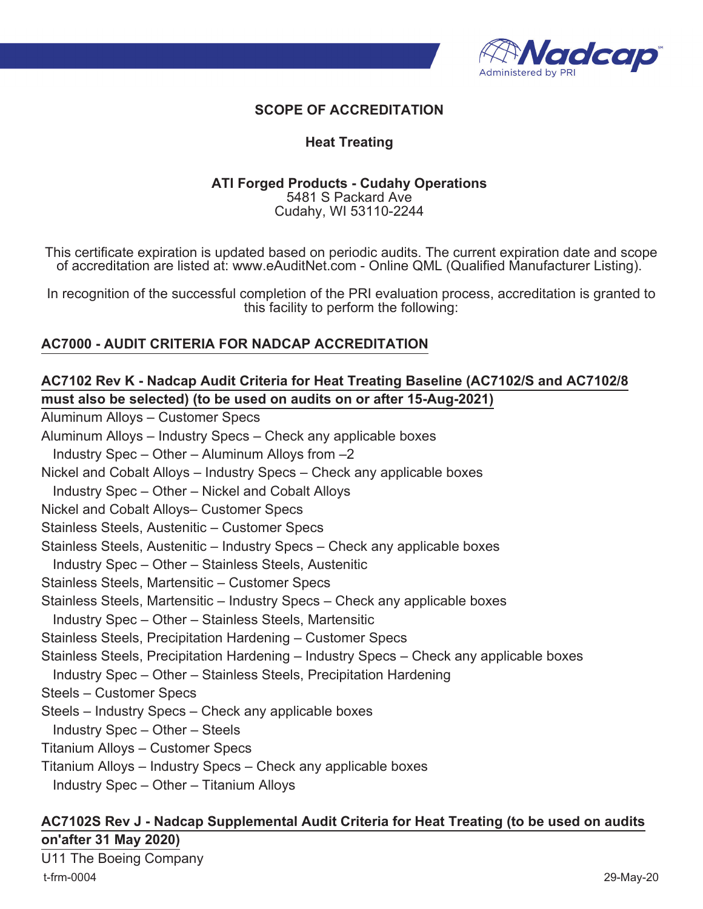**SCOPE OF ACCREDITATION**

**Heat Treating**

**ATI Forged Products - Cudahy Operations**
5481 S Packard Ave
Cudahy, WI 53110-2244

This certificate expiration is updated based on periodic audits. The current expiration date and scope of accreditation are listed at: www.eAuditNet.com - Online QML (Qualified Manufacturer Listing).

In recognition of the successful completion of the PRI evaluation process, accreditation is granted to this facility to perform the following:

## AC7000 - AUDIT CRITERIA FOR NADCAP ACCREDITATION

### AC7102 Rev K - Nadcap Audit Criteria for Heat Treating Baseline (AC7102/S and AC7102/8 must also be selected) (to be used on audits on or after 15-Aug-2021)

Aluminum Alloys – Customer Specs
Aluminum Alloys – Industry Specs – Check any applicable boxes
  Industry Spec – Other – Aluminum Alloys from –2
Nickel and Cobalt Alloys – Industry Specs – Check any applicable boxes
  Industry Spec – Other – Nickel and Cobalt Alloys
Nickel and Cobalt Alloys– Customer Specs
Stainless Steels, Austenitic – Customer Specs
Stainless Steels, Austenitic – Industry Specs – Check any applicable boxes
  Industry Spec – Other – Stainless Steels, Austenitic
Stainless Steels, Martensitic – Customer Specs
Stainless Steels, Martensitic – Industry Specs – Check any applicable boxes
  Industry Spec – Other – Stainless Steels, Martensitic
Stainless Steels, Precipitation Hardening – Customer Specs
Stainless Steels, Precipitation Hardening – Industry Specs – Check any applicable boxes
  Industry Spec – Other – Stainless Steels, Precipitation Hardening
Steels – Customer Specs
Steels – Industry Specs – Check any applicable boxes
  Industry Spec – Other – Steels
Titanium Alloys – Customer Specs
Titanium Alloys – Industry Specs – Check any applicable boxes
  Industry Spec – Other – Titanium Alloys

### AC7102S Rev J - Nadcap Supplemental Audit Criteria for Heat Treating (to be used on audits on'after 31 May 2020)

U11 The Boeing Company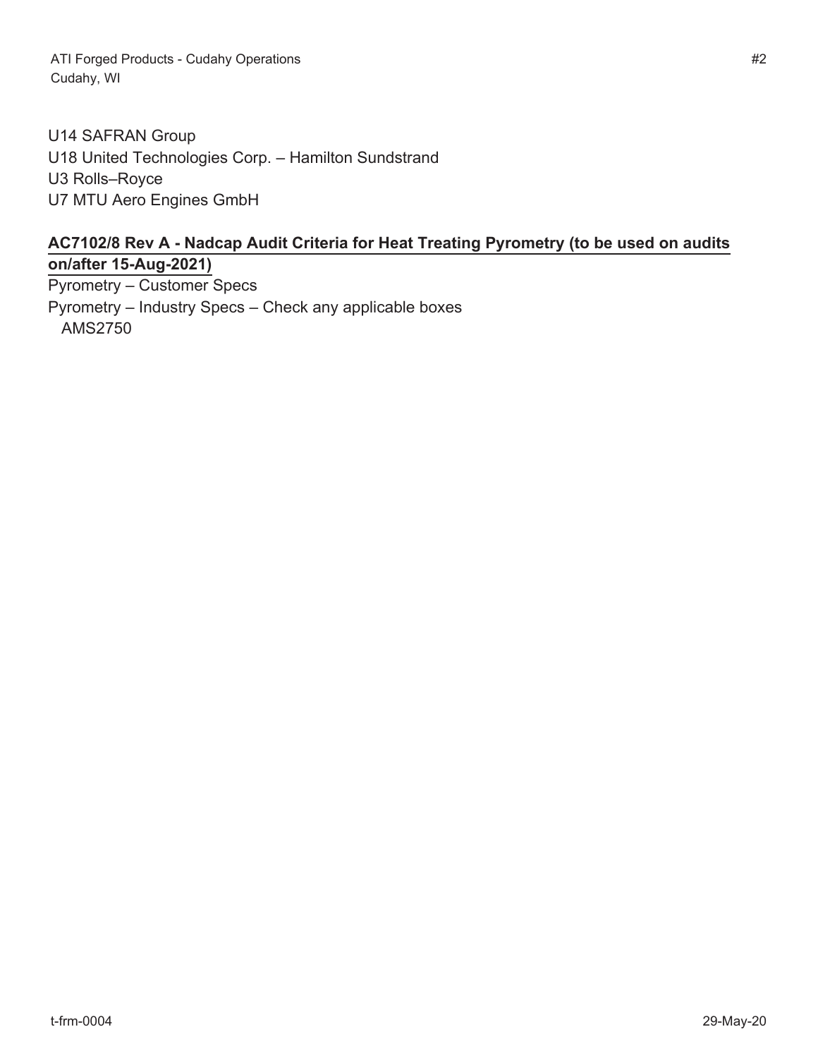U14 SAFRAN Group
U18 United Technologies Corp. – Hamilton Sundstrand
U3 Rolls–Royce
U7 MTU Aero Engines GmbH

**AC7102/8 Rev A - Nadcap Audit Criteria for Heat Treating Pyrometry (to be used on audits on/after 15-Aug-2021)**

Pyrometry – Customer Specs
Pyrometry – Industry Specs – Check any applicable boxes
AMS2750